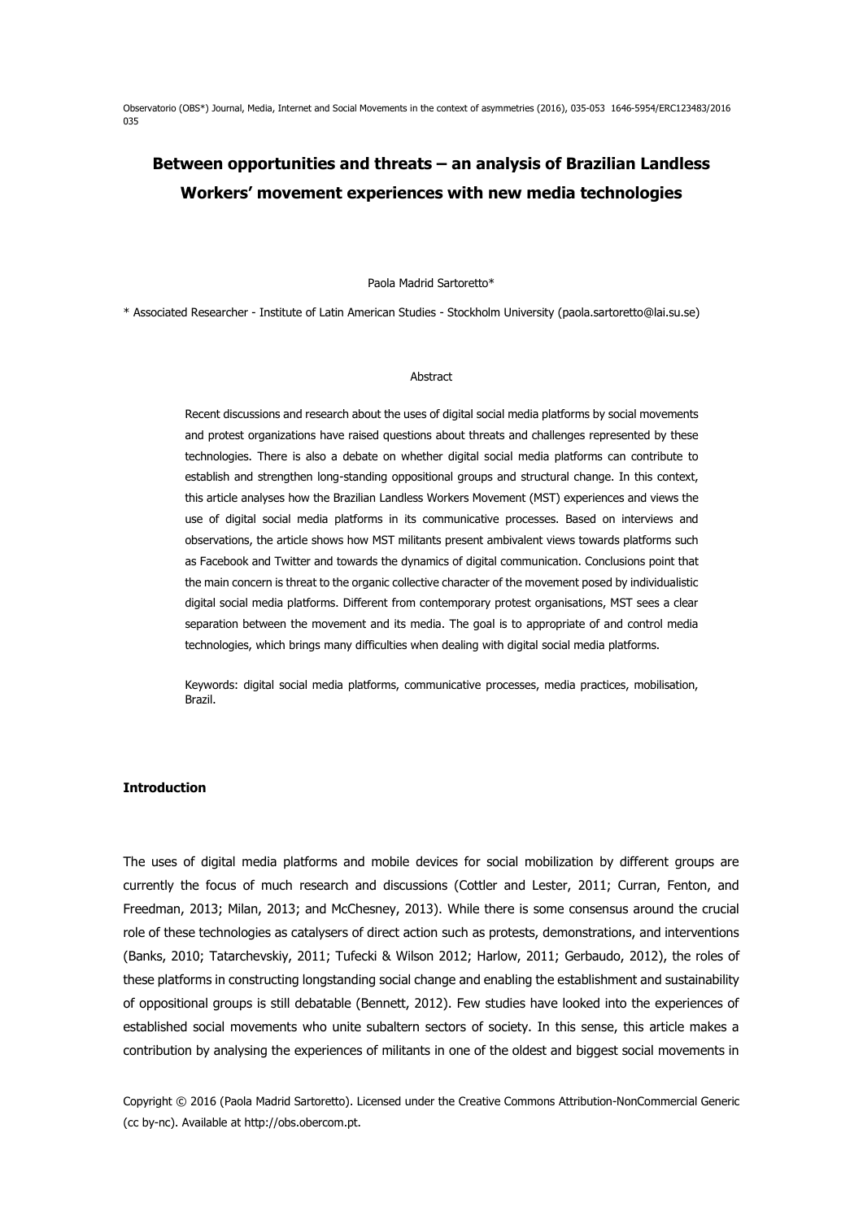# Between opportunities and threats – an analysis of Brazilian Landless Workers' movement experiences with new media technologies

Paola Madrid Sartoretto*

\* Associated Researcher - Institute of Latin American Studies - Stockholm University (paola.sartoretto@lai.su.se)

## Abstract

Recent discussions and research about the uses of digital social media platforms by social movements and protest organizations have raised questions about threats and challenges represented by these technologies. There is also a debate on whether digital social media platforms can contribute to establish and strengthen long-standing oppositional groups and structural change. In this context, this article analyses how the Brazilian Landless Workers Movement (MST) experiences and views the use of digital social media platforms in its communicative processes. Based on interviews and observations, the article shows how MST militants present ambivalent views towards platforms such as Facebook and Twitter and towards the dynamics of digital communication. Conclusions point that the main concern is threat to the organic collective character of the movement posed by individualistic digital social media platforms. Different from contemporary protest organisations, MST sees a clear separation between the movement and its media. The goal is to appropriate of and control media technologies, which brings many difficulties when dealing with digital social media platforms.

Keywords: digital social media platforms, communicative processes, media practices, mobilisation, Brazil.

## Introduction

The uses of digital media platforms and mobile devices for social mobilization by different groups are currently the focus of much research and discussions (Cottler and Lester, 2011; Curran, Fenton, and Freedman, 2013; Milan, 2013; and McChesney, 2013). While there is some consensus around the crucial role of these technologies as catalysers of direct action such as protests, demonstrations, and interventions (Banks, 2010; Tatarchevskiy, 2011; Tufecki & Wilson 2012; Harlow, 2011; Gerbaudo, 2012), the roles of these platforms in constructing longstanding social change and enabling the establishment and sustainability of oppositional groups is still debatable (Bennett, 2012). Few studies have looked into the experiences of established social movements who unite subaltern sectors of society. In this sense, this article makes a contribution by analysing the experiences of militants in one of the oldest and biggest social movements in

Copyright © 2016 (Paola Madrid Sartoretto). Licensed under the Creative Commons Attribution-NonCommercial Generic (cc by-nc). Available at http://obs.obercom.pt.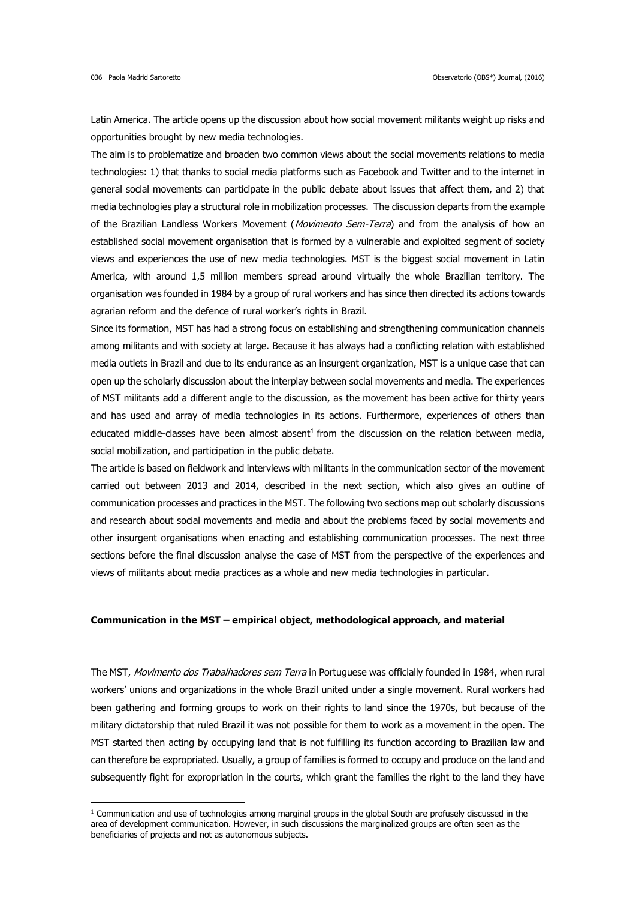Latin America. The article opens up the discussion about how social movement militants weight up risks and opportunities brought by new media technologies.

The aim is to problematize and broaden two common views about the social movements relations to media technologies: 1) that thanks to social media platforms such as Facebook and Twitter and to the internet in general social movements can participate in the public debate about issues that affect them, and 2) that media technologies play a structural role in mobilization processes. The discussion departs from the example of the Brazilian Landless Workers Movement (*Movimento Sem-Terra*) and from the analysis of how an established social movement organisation that is formed by a vulnerable and exploited segment of society views and experiences the use of new media technologies. MST is the biggest social movement in Latin America, with around 1,5 million members spread around virtually the whole Brazilian territory. The organisation was founded in 1984 by a group of rural workers and has since then directed its actions towards agrarian reform and the defence of rural worker's rights in Brazil.

Since its formation, MST has had a strong focus on establishing and strengthening communication channels among militants and with society at large. Because it has always had a conflicting relation with established media outlets in Brazil and due to its endurance as an insurgent organization, MST is a unique case that can open up the scholarly discussion about the interplay between social movements and media. The experiences of MST militants add a different angle to the discussion, as the movement has been active for thirty years and has used and array of media technologies in its actions. Furthermore, experiences of others than educated middle-classes have been almost absent[1] from the discussion on the relation between media, social mobilization, and participation in the public debate.

The article is based on fieldwork and interviews with militants in the communication sector of the movement carried out between 2013 and 2014, described in the next section, which also gives an outline of communication processes and practices in the MST. The following two sections map out scholarly discussions and research about social movements and media and about the problems faced by social movements and other insurgent organisations when enacting and establishing communication processes. The next three sections before the final discussion analyse the case of MST from the perspective of the experiences and views of militants about media practices as a whole and new media technologies in particular.

**Communication in the MST – empirical object, methodological approach, and material**

The MST, *Movimento dos Trabalhadores sem Terra* in Portuguese was officially founded in 1984, when rural workers' unions and organizations in the whole Brazil united under a single movement. Rural workers had been gathering and forming groups to work on their rights to land since the 1970s, but because of the military dictatorship that ruled Brazil it was not possible for them to work as a movement in the open. The MST started then acting by occupying land that is not fulfilling its function according to Brazilian law and can therefore be expropriated. Usually, a group of families is formed to occupy and produce on the land and subsequently fight for expropriation in the courts, which grant the families the right to the land they have

[1] Communication and use of technologies among marginal groups in the global South are profusely discussed in the area of development communication. However, in such discussions the marginalized groups are often seen as the beneficiaries of projects and not as autonomous subjects.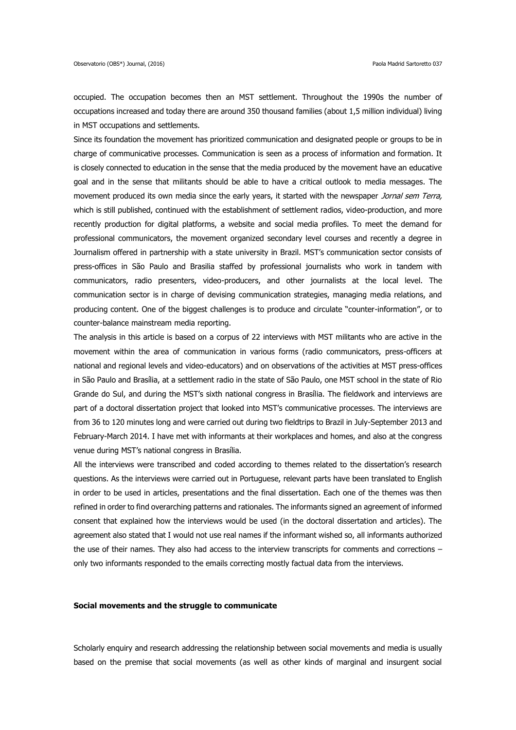occupied. The occupation becomes then an MST settlement. Throughout the 1990s the number of occupations increased and today there are around 350 thousand families (about 1,5 million individual) living in MST occupations and settlements.

Since its foundation the movement has prioritized communication and designated people or groups to be in charge of communicative processes. Communication is seen as a process of information and formation. It is closely connected to education in the sense that the media produced by the movement have an educative goal and in the sense that militants should be able to have a critical outlook to media messages. The movement produced its own media since the early years, it started with the newspaper *Jornal sem Terra,* which is still published, continued with the establishment of settlement radios, video-production, and more recently production for digital platforms, a website and social media profiles. To meet the demand for professional communicators, the movement organized secondary level courses and recently a degree in Journalism offered in partnership with a state university in Brazil. MST's communication sector consists of press-offices in São Paulo and Brasilia staffed by professional journalists who work in tandem with communicators, radio presenters, video-producers, and other journalists at the local level. The communication sector is in charge of devising communication strategies, managing media relations, and producing content. One of the biggest challenges is to produce and circulate "counter-information", or to counter-balance mainstream media reporting.

The analysis in this article is based on a corpus of 22 interviews with MST militants who are active in the movement within the area of communication in various forms (radio communicators, press-officers at national and regional levels and video-educators) and on observations of the activities at MST press-offices in São Paulo and Brasília, at a settlement radio in the state of São Paulo, one MST school in the state of Rio Grande do Sul, and during the MST's sixth national congress in Brasília. The fieldwork and interviews are part of a doctoral dissertation project that looked into MST's communicative processes. The interviews are from 36 to 120 minutes long and were carried out during two fieldtrips to Brazil in July-September 2013 and February-March 2014. I have met with informants at their workplaces and homes, and also at the congress venue during MST's national congress in Brasília.

All the interviews were transcribed and coded according to themes related to the dissertation's research questions. As the interviews were carried out in Portuguese, relevant parts have been translated to English in order to be used in articles, presentations and the final dissertation. Each one of the themes was then refined in order to find overarching patterns and rationales. The informants signed an agreement of informed consent that explained how the interviews would be used (in the doctoral dissertation and articles). The agreement also stated that I would not use real names if the informant wished so, all informants authorized the use of their names. They also had access to the interview transcripts for comments and corrections – only two informants responded to the emails correcting mostly factual data from the interviews.

## Social movements and the struggle to communicate

Scholarly enquiry and research addressing the relationship between social movements and media is usually based on the premise that social movements (as well as other kinds of marginal and insurgent social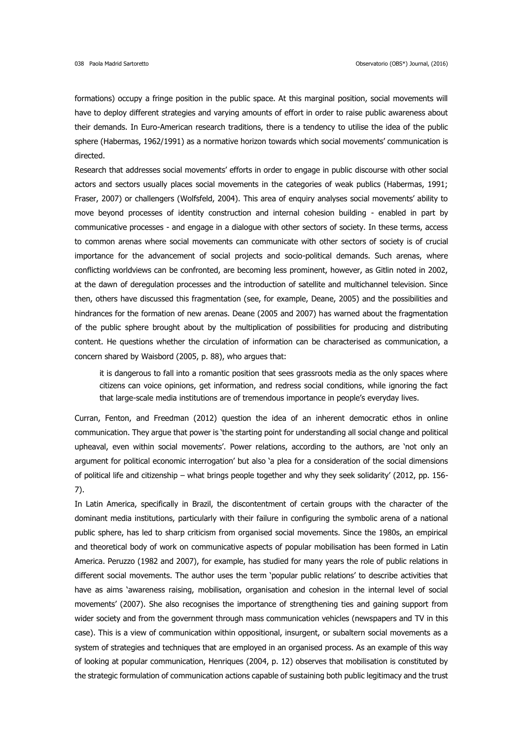formations) occupy a fringe position in the public space. At this marginal position, social movements will have to deploy different strategies and varying amounts of effort in order to raise public awareness about their demands. In Euro-American research traditions, there is a tendency to utilise the idea of the public sphere (Habermas, 1962/1991) as a normative horizon towards which social movements' communication is directed.

Research that addresses social movements' efforts in order to engage in public discourse with other social actors and sectors usually places social movements in the categories of weak publics (Habermas, 1991; Fraser, 2007) or challengers (Wolfsfeld, 2004). This area of enquiry analyses social movements' ability to move beyond processes of identity construction and internal cohesion building - enabled in part by communicative processes - and engage in a dialogue with other sectors of society. In these terms, access to common arenas where social movements can communicate with other sectors of society is of crucial importance for the advancement of social projects and socio-political demands. Such arenas, where conflicting worldviews can be confronted, are becoming less prominent, however, as Gitlin noted in 2002, at the dawn of deregulation processes and the introduction of satellite and multichannel television. Since then, others have discussed this fragmentation (see, for example, Deane, 2005) and the possibilities and hindrances for the formation of new arenas. Deane (2005 and 2007) has warned about the fragmentation of the public sphere brought about by the multiplication of possibilities for producing and distributing content. He questions whether the circulation of information can be characterised as communication, a concern shared by Waisbord (2005, p. 88), who argues that:

> it is dangerous to fall into a romantic position that sees grassroots media as the only spaces where citizens can voice opinions, get information, and redress social conditions, while ignoring the fact that large-scale media institutions are of tremendous importance in people's everyday lives.

Curran, Fenton, and Freedman (2012) question the idea of an inherent democratic ethos in online communication. They argue that power is 'the starting point for understanding all social change and political upheaval, even within social movements'. Power relations, according to the authors, are 'not only an argument for political economic interrogation' but also 'a plea for a consideration of the social dimensions of political life and citizenship – what brings people together and why they seek solidarity' (2012, pp. 156-7).

In Latin America, specifically in Brazil, the discontentment of certain groups with the character of the dominant media institutions, particularly with their failure in configuring the symbolic arena of a national public sphere, has led to sharp criticism from organised social movements. Since the 1980s, an empirical and theoretical body of work on communicative aspects of popular mobilisation has been formed in Latin America. Peruzzo (1982 and 2007), for example, has studied for many years the role of public relations in different social movements. The author uses the term 'popular public relations' to describe activities that have as aims 'awareness raising, mobilisation, organisation and cohesion in the internal level of social movements' (2007). She also recognises the importance of strengthening ties and gaining support from wider society and from the government through mass communication vehicles (newspapers and TV in this case). This is a view of communication within oppositional, insurgent, or subaltern social movements as a system of strategies and techniques that are employed in an organised process. As an example of this way of looking at popular communication, Henriques (2004, p. 12) observes that mobilisation is constituted by the strategic formulation of communication actions capable of sustaining both public legitimacy and the trust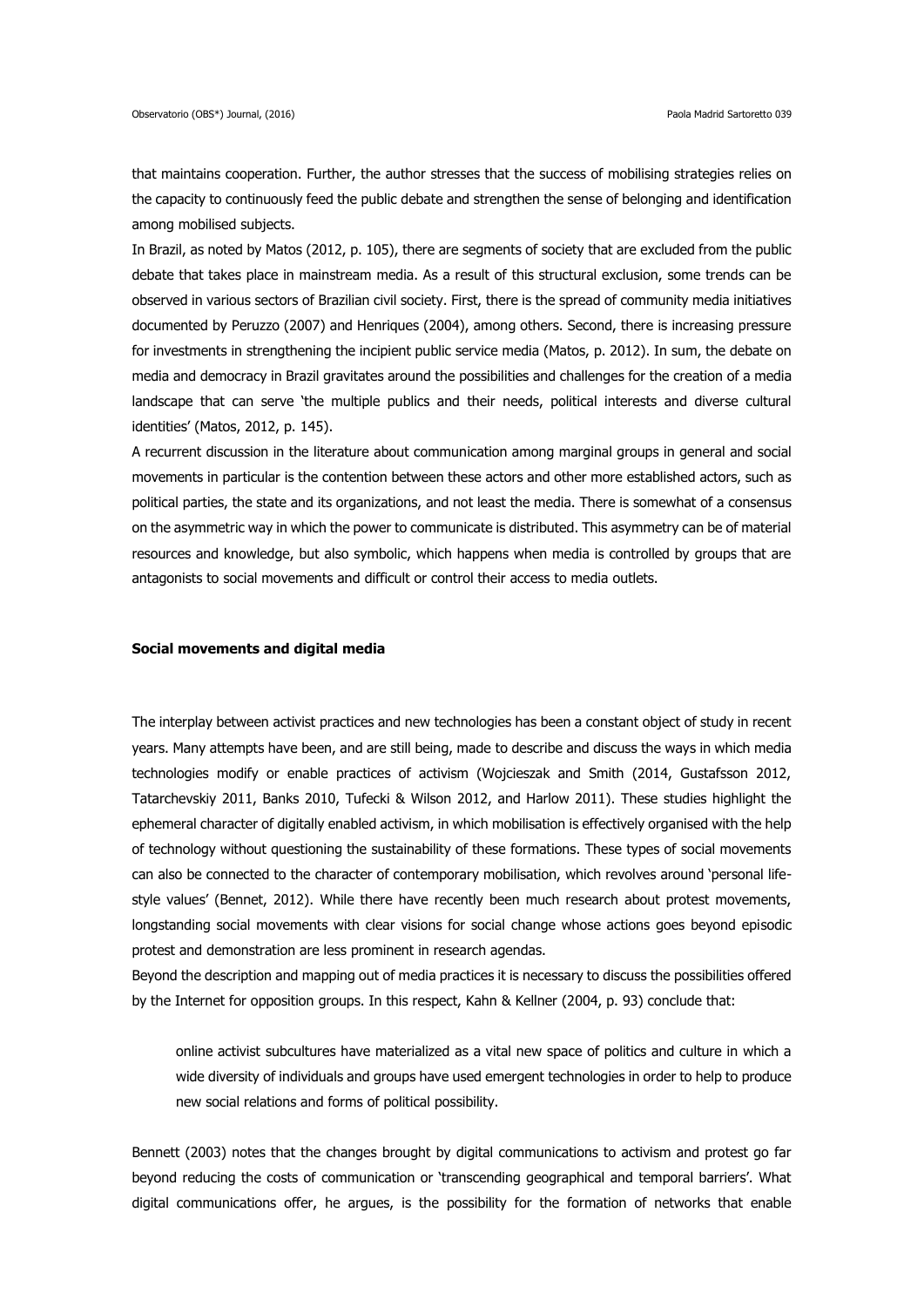that maintains cooperation. Further, the author stresses that the success of mobilising strategies relies on the capacity to continuously feed the public debate and strengthen the sense of belonging and identification among mobilised subjects.

In Brazil, as noted by Matos (2012, p. 105), there are segments of society that are excluded from the public debate that takes place in mainstream media. As a result of this structural exclusion, some trends can be observed in various sectors of Brazilian civil society. First, there is the spread of community media initiatives documented by Peruzzo (2007) and Henriques (2004), among others. Second, there is increasing pressure for investments in strengthening the incipient public service media (Matos, p. 2012). In sum, the debate on media and democracy in Brazil gravitates around the possibilities and challenges for the creation of a media landscape that can serve 'the multiple publics and their needs, political interests and diverse cultural identities' (Matos, 2012, p. 145).

A recurrent discussion in the literature about communication among marginal groups in general and social movements in particular is the contention between these actors and other more established actors, such as political parties, the state and its organizations, and not least the media. There is somewhat of a consensus on the asymmetric way in which the power to communicate is distributed. This asymmetry can be of material resources and knowledge, but also symbolic, which happens when media is controlled by groups that are antagonists to social movements and difficult or control their access to media outlets.

**Social movements and digital media**

The interplay between activist practices and new technologies has been a constant object of study in recent years. Many attempts have been, and are still being, made to describe and discuss the ways in which media technologies modify or enable practices of activism (Wojcieszak and Smith (2014, Gustafsson 2012, Tatarchevskiy 2011, Banks 2010, Tufecki & Wilson 2012, and Harlow 2011). These studies highlight the ephemeral character of digitally enabled activism, in which mobilisation is effectively organised with the help of technology without questioning the sustainability of these formations. These types of social movements can also be connected to the character of contemporary mobilisation, which revolves around 'personal life-style values' (Bennet, 2012). While there have recently been much research about protest movements, longstanding social movements with clear visions for social change whose actions goes beyond episodic protest and demonstration are less prominent in research agendas.

Beyond the description and mapping out of media practices it is necessary to discuss the possibilities offered by the Internet for opposition groups. In this respect, Kahn & Kellner (2004, p. 93) conclude that:

> online activist subcultures have materialized as a vital new space of politics and culture in which a wide diversity of individuals and groups have used emergent technologies in order to help to produce new social relations and forms of political possibility.

Bennett (2003) notes that the changes brought by digital communications to activism and protest go far beyond reducing the costs of communication or 'transcending geographical and temporal barriers'. What digital communications offer, he argues, is the possibility for the formation of networks that enable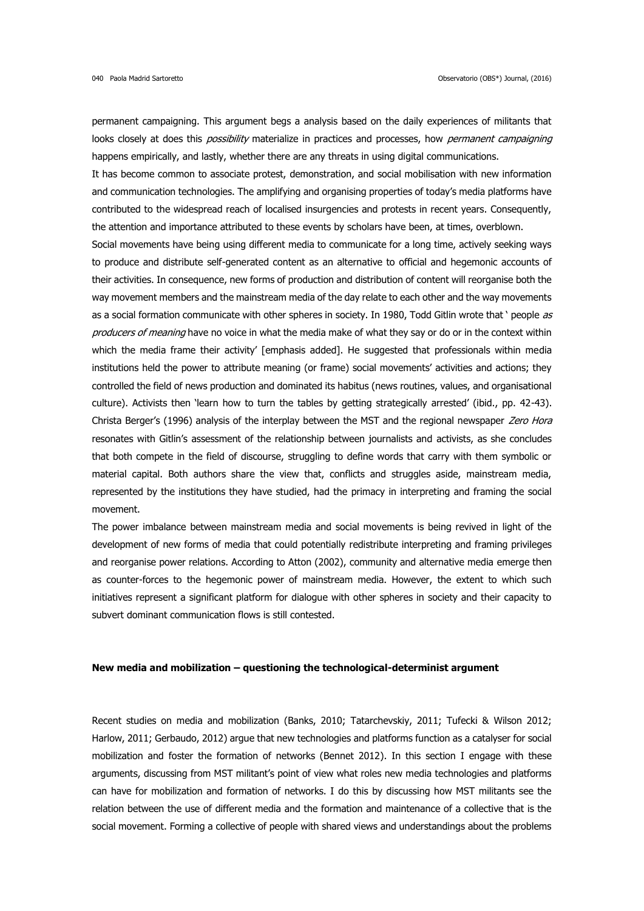permanent campaigning. This argument begs a analysis based on the daily experiences of militants that looks closely at does this *possibility* materialize in practices and processes, how *permanent campaigning* happens empirically, and lastly, whether there are any threats in using digital communications.

It has become common to associate protest, demonstration, and social mobilisation with new information and communication technologies. The amplifying and organising properties of today's media platforms have contributed to the widespread reach of localised insurgencies and protests in recent years. Consequently, the attention and importance attributed to these events by scholars have been, at times, overblown.

Social movements have being using different media to communicate for a long time, actively seeking ways to produce and distribute self-generated content as an alternative to official and hegemonic accounts of their activities. In consequence, new forms of production and distribution of content will reorganise both the way movement members and the mainstream media of the day relate to each other and the way movements as a social formation communicate with other spheres in society. In 1980, Todd Gitlin wrote that ' people *as producers of meaning* have no voice in what the media make of what they say or do or in the context within which the media frame their activity' [emphasis added]. He suggested that professionals within media institutions held the power to attribute meaning (or frame) social movements' activities and actions; they controlled the field of news production and dominated its habitus (news routines, values, and organisational culture). Activists then 'learn how to turn the tables by getting strategically arrested' (ibid., pp. 42-43). Christa Berger's (1996) analysis of the interplay between the MST and the regional newspaper *Zero Hora* resonates with Gitlin's assessment of the relationship between journalists and activists, as she concludes that both compete in the field of discourse, struggling to define words that carry with them symbolic or material capital. Both authors share the view that, conflicts and struggles aside, mainstream media, represented by the institutions they have studied, had the primacy in interpreting and framing the social movement.

The power imbalance between mainstream media and social movements is being revived in light of the development of new forms of media that could potentially redistribute interpreting and framing privileges and reorganise power relations. According to Atton (2002), community and alternative media emerge then as counter-forces to the hegemonic power of mainstream media. However, the extent to which such initiatives represent a significant platform for dialogue with other spheres in society and their capacity to subvert dominant communication flows is still contested.

## New media and mobilization – questioning the technological-determinist argument

Recent studies on media and mobilization (Banks, 2010; Tatarchevskiy, 2011; Tufecki & Wilson 2012; Harlow, 2011; Gerbaudo, 2012) argue that new technologies and platforms function as a catalyser for social mobilization and foster the formation of networks (Bennet 2012). In this section I engage with these arguments, discussing from MST militant's point of view what roles new media technologies and platforms can have for mobilization and formation of networks. I do this by discussing how MST militants see the relation between the use of different media and the formation and maintenance of a collective that is the social movement. Forming a collective of people with shared views and understandings about the problems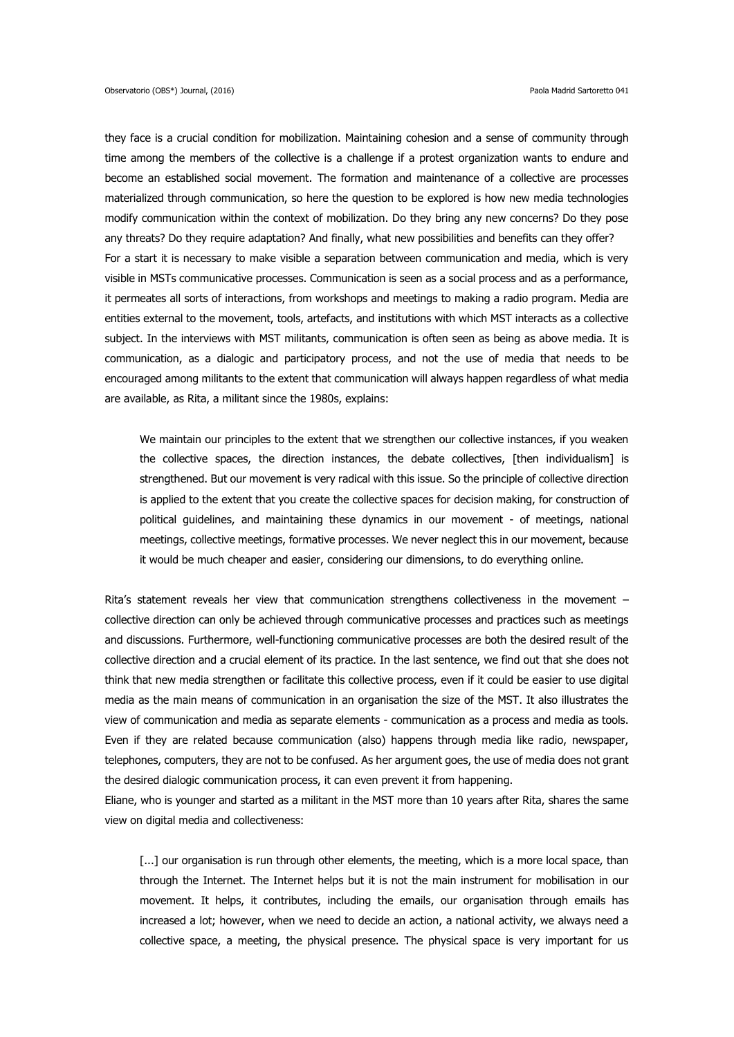they face is a crucial condition for mobilization. Maintaining cohesion and a sense of community through time among the members of the collective is a challenge if a protest organization wants to endure and become an established social movement. The formation and maintenance of a collective are processes materialized through communication, so here the question to be explored is how new media technologies modify communication within the context of mobilization. Do they bring any new concerns? Do they pose any threats? Do they require adaptation? And finally, what new possibilities and benefits can they offer?

For a start it is necessary to make visible a separation between communication and media, which is very visible in MSTs communicative processes. Communication is seen as a social process and as a performance, it permeates all sorts of interactions, from workshops and meetings to making a radio program. Media are entities external to the movement, tools, artefacts, and institutions with which MST interacts as a collective subject. In the interviews with MST militants, communication is often seen as being as above media. It is communication, as a dialogic and participatory process, and not the use of media that needs to be encouraged among militants to the extent that communication will always happen regardless of what media are available, as Rita, a militant since the 1980s, explains:

> We maintain our principles to the extent that we strengthen our collective instances, if you weaken the collective spaces, the direction instances, the debate collectives, [then individualism] is strengthened. But our movement is very radical with this issue. So the principle of collective direction is applied to the extent that you create the collective spaces for decision making, for construction of political guidelines, and maintaining these dynamics in our movement - of meetings, national meetings, collective meetings, formative processes. We never neglect this in our movement, because it would be much cheaper and easier, considering our dimensions, to do everything online.

Rita's statement reveals her view that communication strengthens collectiveness in the movement – collective direction can only be achieved through communicative processes and practices such as meetings and discussions. Furthermore, well-functioning communicative processes are both the desired result of the collective direction and a crucial element of its practice. In the last sentence, we find out that she does not think that new media strengthen or facilitate this collective process, even if it could be easier to use digital media as the main means of communication in an organisation the size of the MST. It also illustrates the view of communication and media as separate elements - communication as a process and media as tools. Even if they are related because communication (also) happens through media like radio, newspaper, telephones, computers, they are not to be confused. As her argument goes, the use of media does not grant the desired dialogic communication process, it can even prevent it from happening.

Eliane, who is younger and started as a militant in the MST more than 10 years after Rita, shares the same view on digital media and collectiveness:

> [...] our organisation is run through other elements, the meeting, which is a more local space, than through the Internet. The Internet helps but it is not the main instrument for mobilisation in our movement. It helps, it contributes, including the emails, our organisation through emails has increased a lot; however, when we need to decide an action, a national activity, we always need a collective space, a meeting, the physical presence. The physical space is very important for us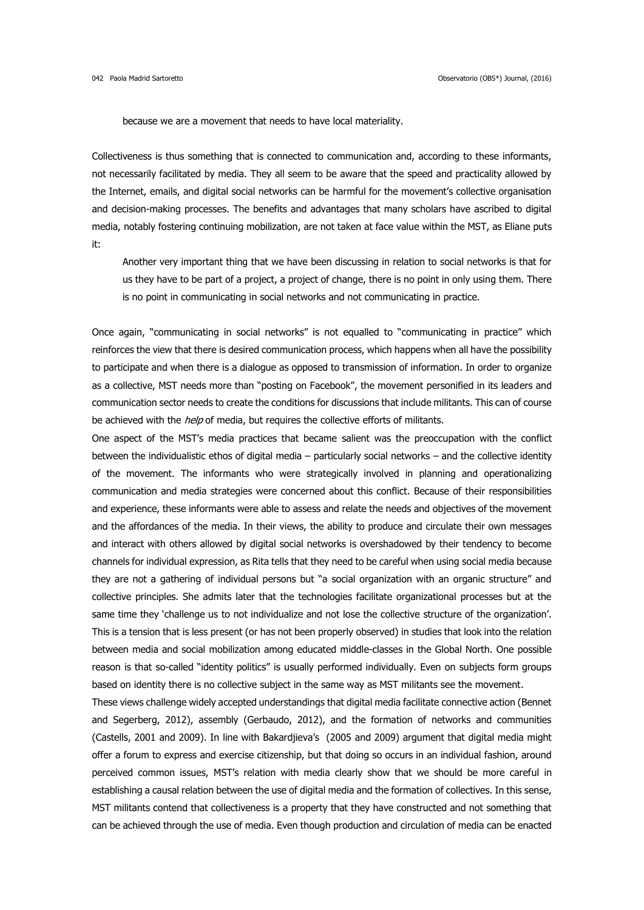> because we are a movement that needs to have local materiality.

Collectiveness is thus something that is connected to communication and, according to these informants, not necessarily facilitated by media. They all seem to be aware that the speed and practicality allowed by the Internet, emails, and digital social networks can be harmful for the movement's collective organisation and decision-making processes. The benefits and advantages that many scholars have ascribed to digital media, notably fostering continuing mobilization, are not taken at face value within the MST, as Eliane puts it:

> Another very important thing that we have been discussing in relation to social networks is that for us they have to be part of a project, a project of change, there is no point in only using them. There is no point in communicating in social networks and not communicating in practice.

Once again, "communicating in social networks" is not equalled to "communicating in practice" which reinforces the view that there is desired communication process, which happens when all have the possibility to participate and when there is a dialogue as opposed to transmission of information. In order to organize as a collective, MST needs more than "posting on Facebook", the movement personified in its leaders and communication sector needs to create the conditions for discussions that include militants. This can of course be achieved with the *help* of media, but requires the collective efforts of militants.

One aspect of the MST's media practices that became salient was the preoccupation with the conflict between the individualistic ethos of digital media – particularly social networks – and the collective identity of the movement. The informants who were strategically involved in planning and operationalizing communication and media strategies were concerned about this conflict. Because of their responsibilities and experience, these informants were able to assess and relate the needs and objectives of the movement and the affordances of the media. In their views, the ability to produce and circulate their own messages and interact with others allowed by digital social networks is overshadowed by their tendency to become channels for individual expression, as Rita tells that they need to be careful when using social media because they are not a gathering of individual persons but "a social organization with an organic structure" and collective principles. She admits later that the technologies facilitate organizational processes but at the same time they 'challenge us to not individualize and not lose the collective structure of the organization'. This is a tension that is less present (or has not been properly observed) in studies that look into the relation between media and social mobilization among educated middle-classes in the Global North. One possible reason is that so-called "identity politics" is usually performed individually. Even on subjects form groups based on identity there is no collective subject in the same way as MST militants see the movement.

These views challenge widely accepted understandings that digital media facilitate connective action (Bennet and Segerberg, 2012), assembly (Gerbaudo, 2012), and the formation of networks and communities (Castells, 2001 and 2009). In line with Bakardjieva's (2005 and 2009) argument that digital media might offer a forum to express and exercise citizenship, but that doing so occurs in an individual fashion, around perceived common issues, MST's relation with media clearly show that we should be more careful in establishing a causal relation between the use of digital media and the formation of collectives. In this sense, MST militants contend that collectiveness is a property that they have constructed and not something that can be achieved through the use of media. Even though production and circulation of media can be enacted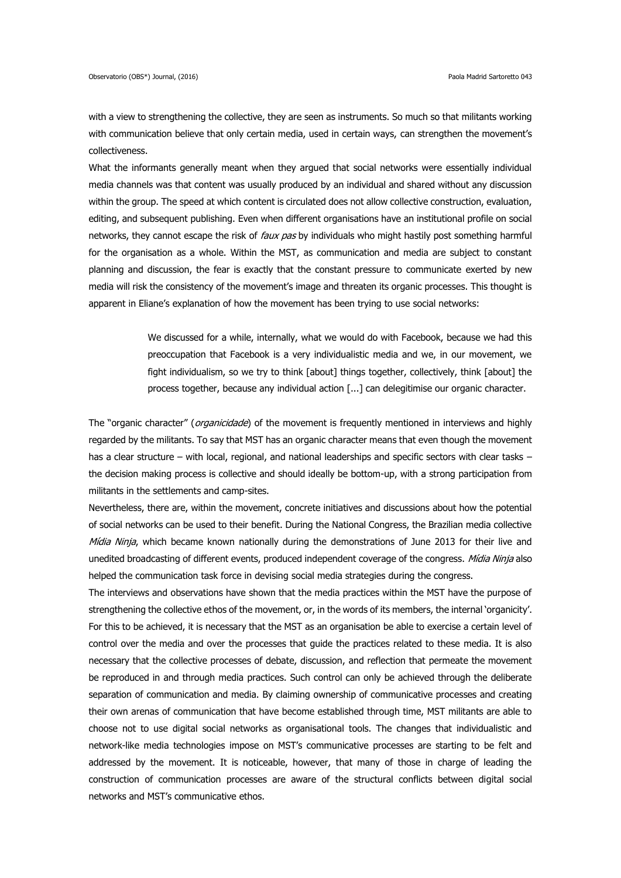with a view to strengthening the collective, they are seen as instruments. So much so that militants working with communication believe that only certain media, used in certain ways, can strengthen the movement's collectiveness.

What the informants generally meant when they argued that social networks were essentially individual media channels was that content was usually produced by an individual and shared without any discussion within the group. The speed at which content is circulated does not allow collective construction, evaluation, editing, and subsequent publishing. Even when different organisations have an institutional profile on social networks, they cannot escape the risk of *faux pas* by individuals who might hastily post something harmful for the organisation as a whole. Within the MST, as communication and media are subject to constant planning and discussion, the fear is exactly that the constant pressure to communicate exerted by new media will risk the consistency of the movement's image and threaten its organic processes. This thought is apparent in Eliane's explanation of how the movement has been trying to use social networks:

> We discussed for a while, internally, what we would do with Facebook, because we had this preoccupation that Facebook is a very individualistic media and we, in our movement, we fight individualism, so we try to think [about] things together, collectively, think [about] the process together, because any individual action [...] can delegitimise our organic character.

The "organic character" (*organicidade*) of the movement is frequently mentioned in interviews and highly regarded by the militants. To say that MST has an organic character means that even though the movement has a clear structure – with local, regional, and national leaderships and specific sectors with clear tasks – the decision making process is collective and should ideally be bottom-up, with a strong participation from militants in the settlements and camp-sites.

Nevertheless, there are, within the movement, concrete initiatives and discussions about how the potential of social networks can be used to their benefit. During the National Congress, the Brazilian media collective *Mídia Ninja*, which became known nationally during the demonstrations of June 2013 for their live and unedited broadcasting of different events, produced independent coverage of the congress. *Mídia Ninja* also helped the communication task force in devising social media strategies during the congress.

The interviews and observations have shown that the media practices within the MST have the purpose of strengthening the collective ethos of the movement, or, in the words of its members, the internal 'organicity'. For this to be achieved, it is necessary that the MST as an organisation be able to exercise a certain level of control over the media and over the processes that guide the practices related to these media. It is also necessary that the collective processes of debate, discussion, and reflection that permeate the movement be reproduced in and through media practices. Such control can only be achieved through the deliberate separation of communication and media. By claiming ownership of communicative processes and creating their own arenas of communication that have become established through time, MST militants are able to choose not to use digital social networks as organisational tools. The changes that individualistic and network-like media technologies impose on MST's communicative processes are starting to be felt and addressed by the movement. It is noticeable, however, that many of those in charge of leading the construction of communication processes are aware of the structural conflicts between digital social networks and MST's communicative ethos.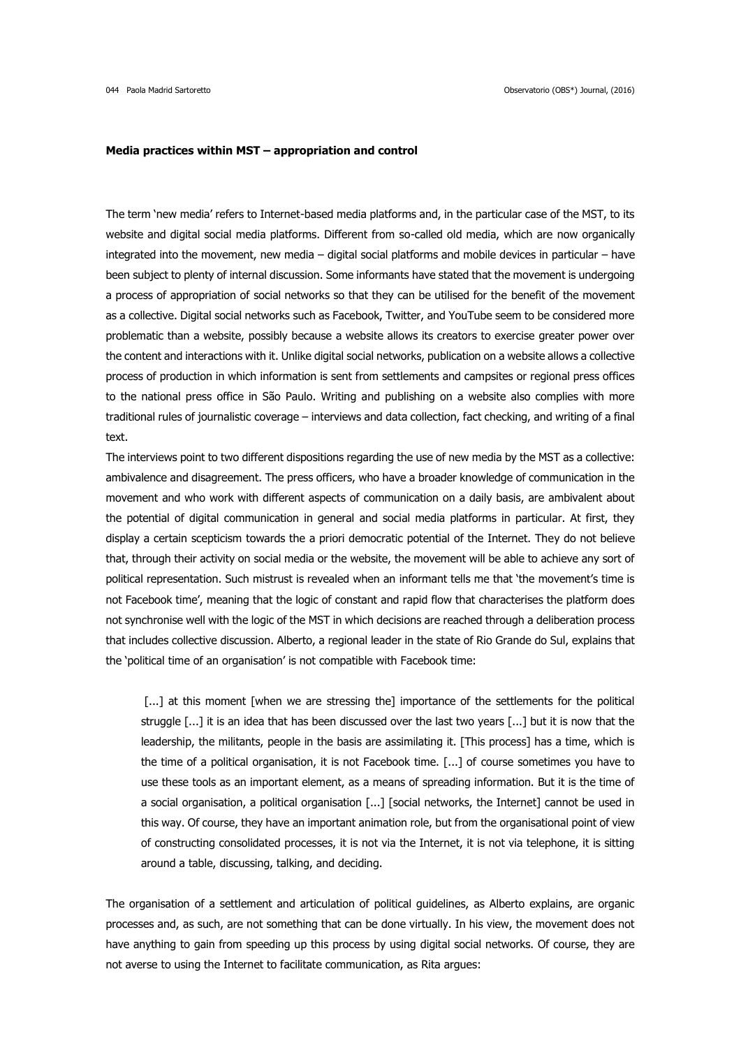**Media practices within MST – appropriation and control**

The term 'new media' refers to Internet-based media platforms and, in the particular case of the MST, to its website and digital social media platforms. Different from so-called old media, which are now organically integrated into the movement, new media – digital social platforms and mobile devices in particular – have been subject to plenty of internal discussion. Some informants have stated that the movement is undergoing a process of appropriation of social networks so that they can be utilised for the benefit of the movement as a collective. Digital social networks such as Facebook, Twitter, and YouTube seem to be considered more problematic than a website, possibly because a website allows its creators to exercise greater power over the content and interactions with it. Unlike digital social networks, publication on a website allows a collective process of production in which information is sent from settlements and campsites or regional press offices to the national press office in São Paulo. Writing and publishing on a website also complies with more traditional rules of journalistic coverage – interviews and data collection, fact checking, and writing of a final text.

The interviews point to two different dispositions regarding the use of new media by the MST as a collective: ambivalence and disagreement. The press officers, who have a broader knowledge of communication in the movement and who work with different aspects of communication on a daily basis, are ambivalent about the potential of digital communication in general and social media platforms in particular. At first, they display a certain scepticism towards the a priori democratic potential of the Internet. They do not believe that, through their activity on social media or the website, the movement will be able to achieve any sort of political representation. Such mistrust is revealed when an informant tells me that 'the movement's time is not Facebook time', meaning that the logic of constant and rapid flow that characterises the platform does not synchronise well with the logic of the MST in which decisions are reached through a deliberation process that includes collective discussion. Alberto, a regional leader in the state of Rio Grande do Sul, explains that the 'political time of an organisation' is not compatible with Facebook time:

> [...] at this moment [when we are stressing the] importance of the settlements for the political struggle [...] it is an idea that has been discussed over the last two years [...] but it is now that the leadership, the militants, people in the basis are assimilating it. [This process] has a time, which is the time of a political organisation, it is not Facebook time. [...] of course sometimes you have to use these tools as an important element, as a means of spreading information. But it is the time of a social organisation, a political organisation [...] [social networks, the Internet] cannot be used in this way. Of course, they have an important animation role, but from the organisational point of view of constructing consolidated processes, it is not via the Internet, it is not via telephone, it is sitting around a table, discussing, talking, and deciding.

The organisation of a settlement and articulation of political guidelines, as Alberto explains, are organic processes and, as such, are not something that can be done virtually. In his view, the movement does not have anything to gain from speeding up this process by using digital social networks. Of course, they are not averse to using the Internet to facilitate communication, as Rita argues: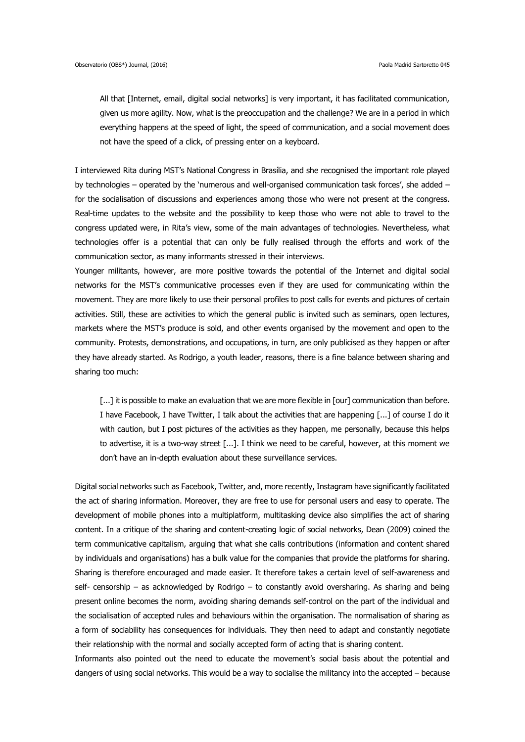> All that [Internet, email, digital social networks] is very important, it has facilitated communication, given us more agility. Now, what is the preoccupation and the challenge? We are in a period in which everything happens at the speed of light, the speed of communication, and a social movement does not have the speed of a click, of pressing enter on a keyboard.

I interviewed Rita during MST's National Congress in Brasília, and she recognised the important role played by technologies – operated by the 'numerous and well-organised communication task forces', she added – for the socialisation of discussions and experiences among those who were not present at the congress. Real-time updates to the website and the possibility to keep those who were not able to travel to the congress updated were, in Rita's view, some of the main advantages of technologies. Nevertheless, what technologies offer is a potential that can only be fully realised through the efforts and work of the communication sector, as many informants stressed in their interviews.

Younger militants, however, are more positive towards the potential of the Internet and digital social networks for the MST's communicative processes even if they are used for communicating within the movement. They are more likely to use their personal profiles to post calls for events and pictures of certain activities. Still, these are activities to which the general public is invited such as seminars, open lectures, markets where the MST's produce is sold, and other events organised by the movement and open to the community. Protests, demonstrations, and occupations, in turn, are only publicised as they happen or after they have already started. As Rodrigo, a youth leader, reasons, there is a fine balance between sharing and sharing too much:

> [...] it is possible to make an evaluation that we are more flexible in [our] communication than before. I have Facebook, I have Twitter, I talk about the activities that are happening [...] of course I do it with caution, but I post pictures of the activities as they happen, me personally, because this helps to advertise, it is a two-way street [...]. I think we need to be careful, however, at this moment we don't have an in-depth evaluation about these surveillance services.

Digital social networks such as Facebook, Twitter, and, more recently, Instagram have significantly facilitated the act of sharing information. Moreover, they are free to use for personal users and easy to operate. The development of mobile phones into a multiplatform, multitasking device also simplifies the act of sharing content. In a critique of the sharing and content-creating logic of social networks, Dean (2009) coined the term communicative capitalism, arguing that what she calls contributions (information and content shared by individuals and organisations) has a bulk value for the companies that provide the platforms for sharing. Sharing is therefore encouraged and made easier. It therefore takes a certain level of self-awareness and self- censorship – as acknowledged by Rodrigo – to constantly avoid oversharing. As sharing and being present online becomes the norm, avoiding sharing demands self-control on the part of the individual and the socialisation of accepted rules and behaviours within the organisation. The normalisation of sharing as a form of sociability has consequences for individuals. They then need to adapt and constantly negotiate their relationship with the normal and socially accepted form of acting that is sharing content.

Informants also pointed out the need to educate the movement's social basis about the potential and dangers of using social networks. This would be a way to socialise the militancy into the accepted – because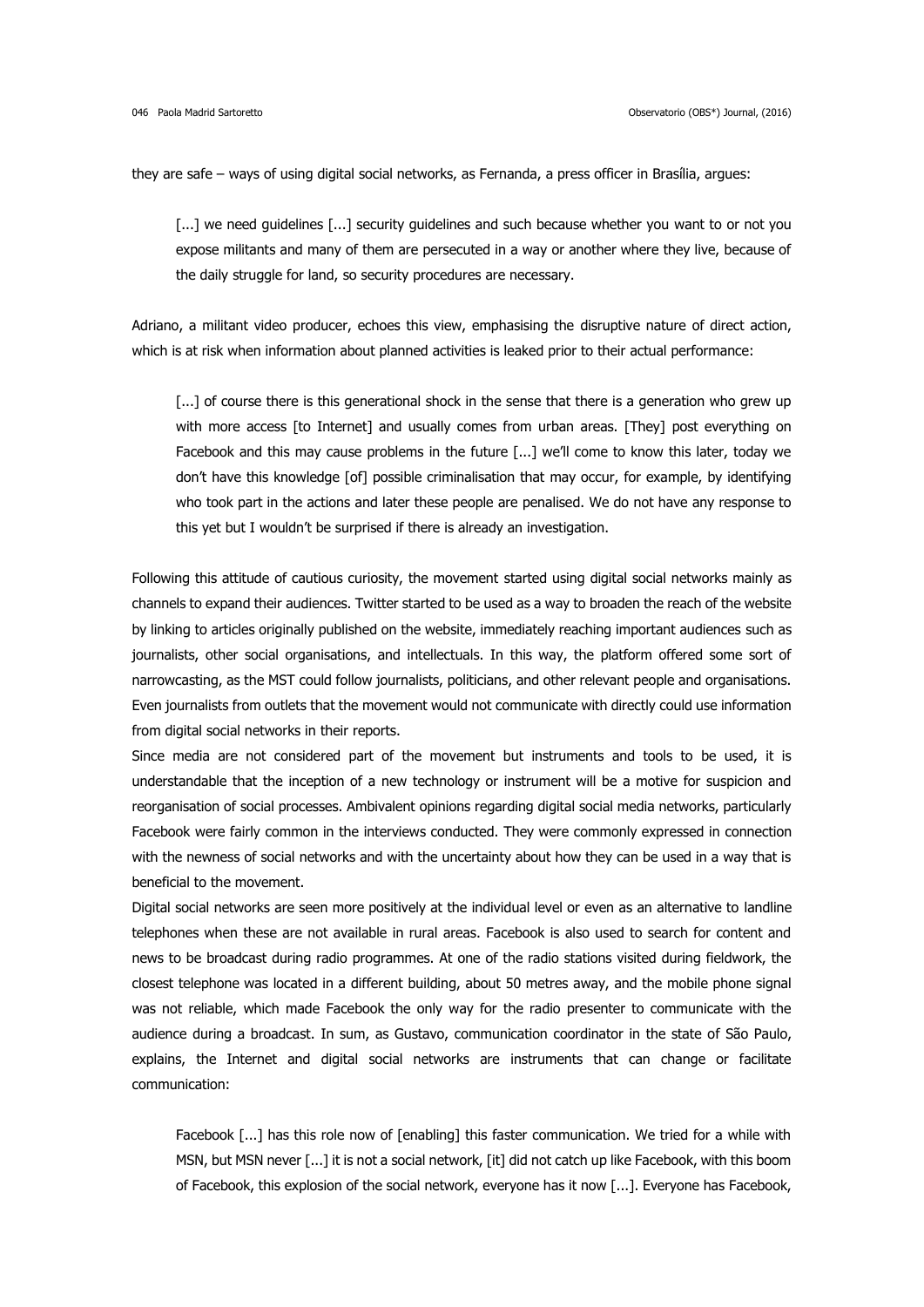they are safe – ways of using digital social networks, as Fernanda, a press officer in Brasília, argues:

> [...] we need guidelines [...] security guidelines and such because whether you want to or not you expose militants and many of them are persecuted in a way or another where they live, because of the daily struggle for land, so security procedures are necessary.

Adriano, a militant video producer, echoes this view, emphasising the disruptive nature of direct action, which is at risk when information about planned activities is leaked prior to their actual performance:

> [...] of course there is this generational shock in the sense that there is a generation who grew up with more access [to Internet] and usually comes from urban areas. [They] post everything on Facebook and this may cause problems in the future [...] we'll come to know this later, today we don't have this knowledge [of] possible criminalisation that may occur, for example, by identifying who took part in the actions and later these people are penalised. We do not have any response to this yet but I wouldn't be surprised if there is already an investigation.

Following this attitude of cautious curiosity, the movement started using digital social networks mainly as channels to expand their audiences. Twitter started to be used as a way to broaden the reach of the website by linking to articles originally published on the website, immediately reaching important audiences such as journalists, other social organisations, and intellectuals. In this way, the platform offered some sort of narrowcasting, as the MST could follow journalists, politicians, and other relevant people and organisations. Even journalists from outlets that the movement would not communicate with directly could use information from digital social networks in their reports.

Since media are not considered part of the movement but instruments and tools to be used, it is understandable that the inception of a new technology or instrument will be a motive for suspicion and reorganisation of social processes. Ambivalent opinions regarding digital social media networks, particularly Facebook were fairly common in the interviews conducted. They were commonly expressed in connection with the newness of social networks and with the uncertainty about how they can be used in a way that is beneficial to the movement.

Digital social networks are seen more positively at the individual level or even as an alternative to landline telephones when these are not available in rural areas. Facebook is also used to search for content and news to be broadcast during radio programmes. At one of the radio stations visited during fieldwork, the closest telephone was located in a different building, about 50 metres away, and the mobile phone signal was not reliable, which made Facebook the only way for the radio presenter to communicate with the audience during a broadcast. In sum, as Gustavo, communication coordinator in the state of São Paulo, explains, the Internet and digital social networks are instruments that can change or facilitate communication:

> Facebook [...] has this role now of [enabling] this faster communication. We tried for a while with MSN, but MSN never [...] it is not a social network, [it] did not catch up like Facebook, with this boom of Facebook, this explosion of the social network, everyone has it now [...]. Everyone has Facebook,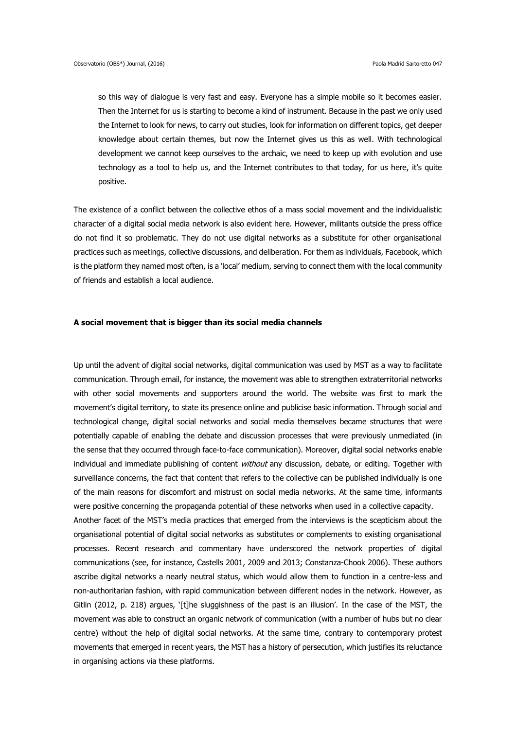> so this way of dialogue is very fast and easy. Everyone has a simple mobile so it becomes easier. Then the Internet for us is starting to become a kind of instrument. Because in the past we only used the Internet to look for news, to carry out studies, look for information on different topics, get deeper knowledge about certain themes, but now the Internet gives us this as well. With technological development we cannot keep ourselves to the archaic, we need to keep up with evolution and use technology as a tool to help us, and the Internet contributes to that today, for us here, it's quite positive.

The existence of a conflict between the collective ethos of a mass social movement and the individualistic character of a digital social media network is also evident here. However, militants outside the press office do not find it so problematic. They do not use digital networks as a substitute for other organisational practices such as meetings, collective discussions, and deliberation. For them as individuals, Facebook, which is the platform they named most often, is a 'local' medium, serving to connect them with the local community of friends and establish a local audience.

**A social movement that is bigger than its social media channels**

Up until the advent of digital social networks, digital communication was used by MST as a way to facilitate communication. Through email, for instance, the movement was able to strengthen extraterritorial networks with other social movements and supporters around the world. The website was first to mark the movement's digital territory, to state its presence online and publicise basic information. Through social and technological change, digital social networks and social media themselves became structures that were potentially capable of enabling the debate and discussion processes that were previously unmediated (in the sense that they occurred through face-to-face communication). Moreover, digital social networks enable individual and immediate publishing of content *without* any discussion, debate, or editing. Together with surveillance concerns, the fact that content that refers to the collective can be published individually is one of the main reasons for discomfort and mistrust on social media networks. At the same time, informants were positive concerning the propaganda potential of these networks when used in a collective capacity.

Another facet of the MST's media practices that emerged from the interviews is the scepticism about the organisational potential of digital social networks as substitutes or complements to existing organisational processes. Recent research and commentary have underscored the network properties of digital communications (see, for instance, Castells 2001, 2009 and 2013; Constanza-Chook 2006). These authors ascribe digital networks a nearly neutral status, which would allow them to function in a centre-less and non-authoritarian fashion, with rapid communication between different nodes in the network. However, as Gitlin (2012, p. 218) argues, '[t]he sluggishness of the past is an illusion'. In the case of the MST, the movement was able to construct an organic network of communication (with a number of hubs but no clear centre) without the help of digital social networks. At the same time, contrary to contemporary protest movements that emerged in recent years, the MST has a history of persecution, which justifies its reluctance in organising actions via these platforms.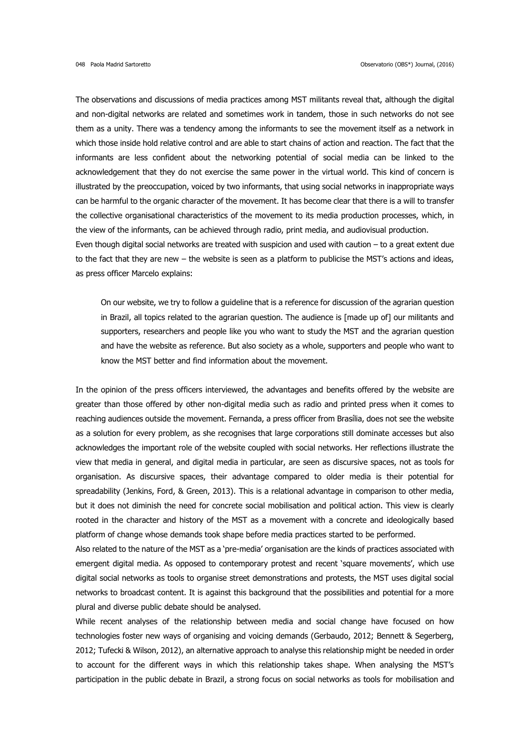The observations and discussions of media practices among MST militants reveal that, although the digital and non-digital networks are related and sometimes work in tandem, those in such networks do not see them as a unity. There was a tendency among the informants to see the movement itself as a network in which those inside hold relative control and are able to start chains of action and reaction. The fact that the informants are less confident about the networking potential of social media can be linked to the acknowledgement that they do not exercise the same power in the virtual world. This kind of concern is illustrated by the preoccupation, voiced by two informants, that using social networks in inappropriate ways can be harmful to the organic character of the movement. It has become clear that there is a will to transfer the collective organisational characteristics of the movement to its media production processes, which, in the view of the informants, can be achieved through radio, print media, and audiovisual production.

Even though digital social networks are treated with suspicion and used with caution – to a great extent due to the fact that they are new – the website is seen as a platform to publicise the MST's actions and ideas, as press officer Marcelo explains:

> On our website, we try to follow a guideline that is a reference for discussion of the agrarian question in Brazil, all topics related to the agrarian question. The audience is [made up of] our militants and supporters, researchers and people like you who want to study the MST and the agrarian question and have the website as reference. But also society as a whole, supporters and people who want to know the MST better and find information about the movement.

In the opinion of the press officers interviewed, the advantages and benefits offered by the website are greater than those offered by other non-digital media such as radio and printed press when it comes to reaching audiences outside the movement. Fernanda, a press officer from Brasília, does not see the website as a solution for every problem, as she recognises that large corporations still dominate accesses but also acknowledges the important role of the website coupled with social networks. Her reflections illustrate the view that media in general, and digital media in particular, are seen as discursive spaces, not as tools for organisation. As discursive spaces, their advantage compared to older media is their potential for spreadability (Jenkins, Ford, & Green, 2013). This is a relational advantage in comparison to other media, but it does not diminish the need for concrete social mobilisation and political action. This view is clearly rooted in the character and history of the MST as a movement with a concrete and ideologically based platform of change whose demands took shape before media practices started to be performed.

Also related to the nature of the MST as a 'pre-media' organisation are the kinds of practices associated with emergent digital media. As opposed to contemporary protest and recent 'square movements', which use digital social networks as tools to organise street demonstrations and protests, the MST uses digital social networks to broadcast content. It is against this background that the possibilities and potential for a more plural and diverse public debate should be analysed.

While recent analyses of the relationship between media and social change have focused on how technologies foster new ways of organising and voicing demands (Gerbaudo, 2012; Bennett & Segerberg, 2012; Tufecki & Wilson, 2012), an alternative approach to analyse this relationship might be needed in order to account for the different ways in which this relationship takes shape. When analysing the MST's participation in the public debate in Brazil, a strong focus on social networks as tools for mobilisation and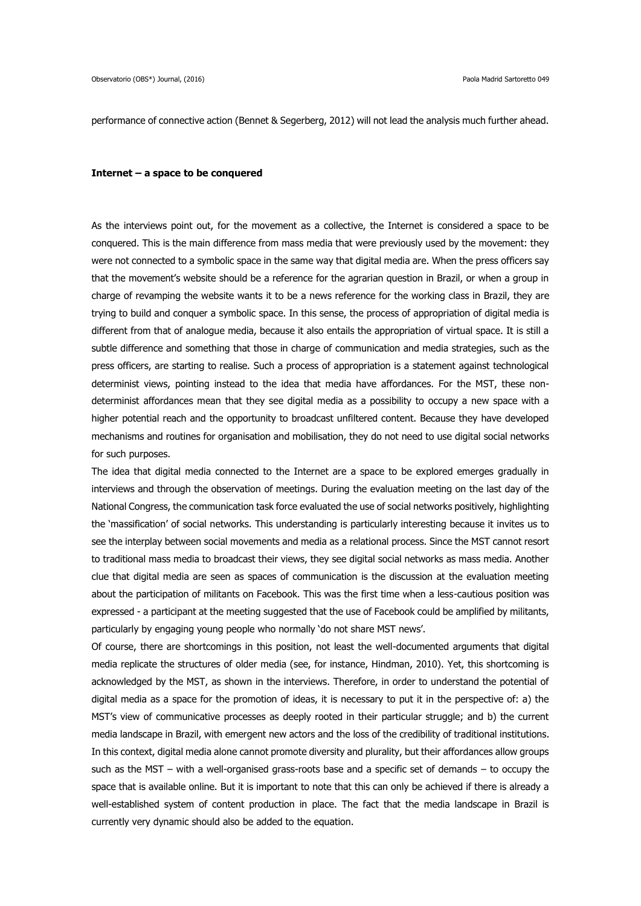performance of connective action (Bennet & Segerberg, 2012) will not lead the analysis much further ahead.

### Internet – a space to be conquered

As the interviews point out, for the movement as a collective, the Internet is considered a space to be conquered. This is the main difference from mass media that were previously used by the movement: they were not connected to a symbolic space in the same way that digital media are. When the press officers say that the movement's website should be a reference for the agrarian question in Brazil, or when a group in charge of revamping the website wants it to be a news reference for the working class in Brazil, they are trying to build and conquer a symbolic space. In this sense, the process of appropriation of digital media is different from that of analogue media, because it also entails the appropriation of virtual space. It is still a subtle difference and something that those in charge of communication and media strategies, such as the press officers, are starting to realise. Such a process of appropriation is a statement against technological determinist views, pointing instead to the idea that media have affordances. For the MST, these non-determinist affordances mean that they see digital media as a possibility to occupy a new space with a higher potential reach and the opportunity to broadcast unfiltered content. Because they have developed mechanisms and routines for organisation and mobilisation, they do not need to use digital social networks for such purposes.

The idea that digital media connected to the Internet are a space to be explored emerges gradually in interviews and through the observation of meetings. During the evaluation meeting on the last day of the National Congress, the communication task force evaluated the use of social networks positively, highlighting the 'massification' of social networks. This understanding is particularly interesting because it invites us to see the interplay between social movements and media as a relational process. Since the MST cannot resort to traditional mass media to broadcast their views, they see digital social networks as mass media. Another clue that digital media are seen as spaces of communication is the discussion at the evaluation meeting about the participation of militants on Facebook. This was the first time when a less-cautious position was expressed - a participant at the meeting suggested that the use of Facebook could be amplified by militants, particularly by engaging young people who normally 'do not share MST news'.

Of course, there are shortcomings in this position, not least the well-documented arguments that digital media replicate the structures of older media (see, for instance, Hindman, 2010). Yet, this shortcoming is acknowledged by the MST, as shown in the interviews. Therefore, in order to understand the potential of digital media as a space for the promotion of ideas, it is necessary to put it in the perspective of: a) the MST's view of communicative processes as deeply rooted in their particular struggle; and b) the current media landscape in Brazil, with emergent new actors and the loss of the credibility of traditional institutions. In this context, digital media alone cannot promote diversity and plurality, but their affordances allow groups such as the MST – with a well-organised grass-roots base and a specific set of demands – to occupy the space that is available online. But it is important to note that this can only be achieved if there is already a well-established system of content production in place. The fact that the media landscape in Brazil is currently very dynamic should also be added to the equation.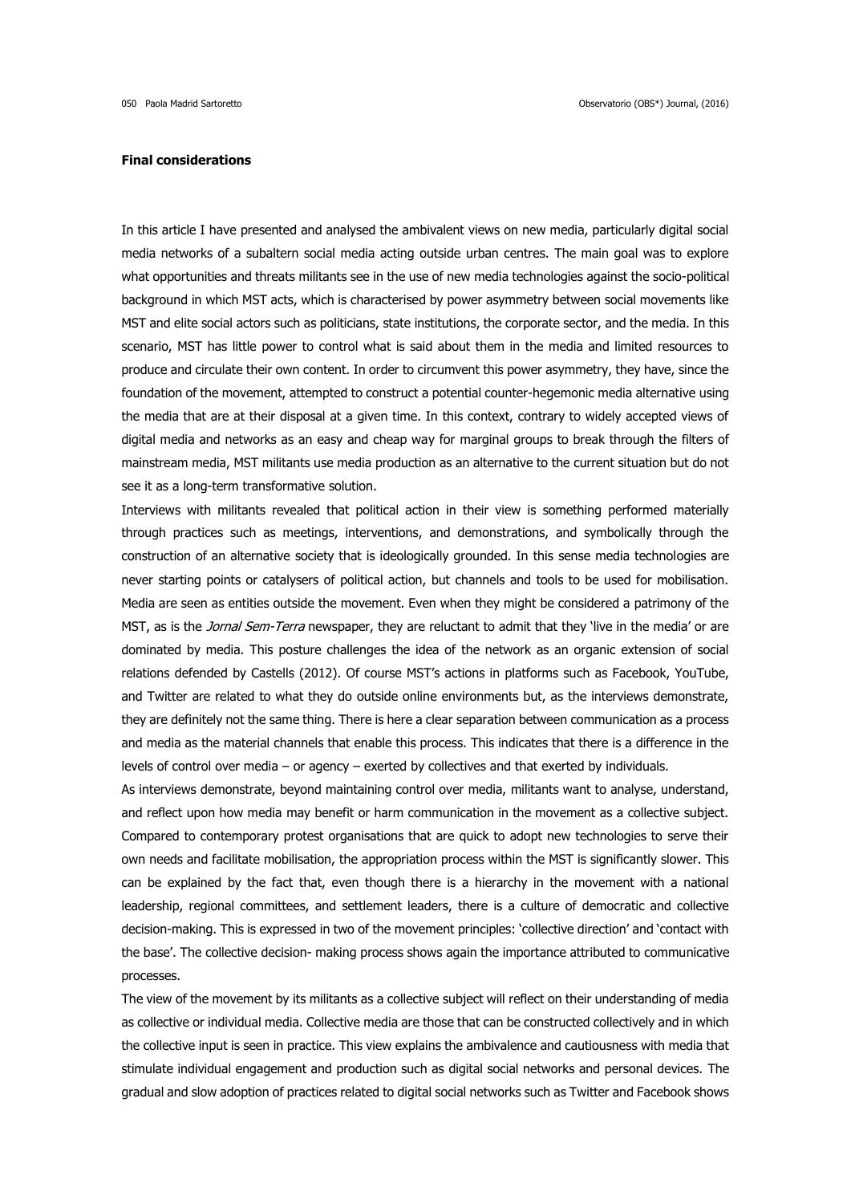**Final considerations**

In this article I have presented and analysed the ambivalent views on new media, particularly digital social media networks of a subaltern social media acting outside urban centres. The main goal was to explore what opportunities and threats militants see in the use of new media technologies against the socio-political background in which MST acts, which is characterised by power asymmetry between social movements like MST and elite social actors such as politicians, state institutions, the corporate sector, and the media. In this scenario, MST has little power to control what is said about them in the media and limited resources to produce and circulate their own content. In order to circumvent this power asymmetry, they have, since the foundation of the movement, attempted to construct a potential counter-hegemonic media alternative using the media that are at their disposal at a given time. In this context, contrary to widely accepted views of digital media and networks as an easy and cheap way for marginal groups to break through the filters of mainstream media, MST militants use media production as an alternative to the current situation but do not see it as a long-term transformative solution.

Interviews with militants revealed that political action in their view is something performed materially through practices such as meetings, interventions, and demonstrations, and symbolically through the construction of an alternative society that is ideologically grounded. In this sense media technologies are never starting points or catalysers of political action, but channels and tools to be used for mobilisation. Media are seen as entities outside the movement. Even when they might be considered a patrimony of the MST, as is the *Jornal Sem-Terra* newspaper, they are reluctant to admit that they 'live in the media' or are dominated by media. This posture challenges the idea of the network as an organic extension of social relations defended by Castells (2012). Of course MST's actions in platforms such as Facebook, YouTube, and Twitter are related to what they do outside online environments but, as the interviews demonstrate, they are definitely not the same thing. There is here a clear separation between communication as a process and media as the material channels that enable this process. This indicates that there is a difference in the levels of control over media – or agency – exerted by collectives and that exerted by individuals.

As interviews demonstrate, beyond maintaining control over media, militants want to analyse, understand, and reflect upon how media may benefit or harm communication in the movement as a collective subject. Compared to contemporary protest organisations that are quick to adopt new technologies to serve their own needs and facilitate mobilisation, the appropriation process within the MST is significantly slower. This can be explained by the fact that, even though there is a hierarchy in the movement with a national leadership, regional committees, and settlement leaders, there is a culture of democratic and collective decision-making. This is expressed in two of the movement principles: 'collective direction' and 'contact with the base'. The collective decision- making process shows again the importance attributed to communicative processes.

The view of the movement by its militants as a collective subject will reflect on their understanding of media as collective or individual media. Collective media are those that can be constructed collectively and in which the collective input is seen in practice. This view explains the ambivalence and cautiousness with media that stimulate individual engagement and production such as digital social networks and personal devices. The gradual and slow adoption of practices related to digital social networks such as Twitter and Facebook shows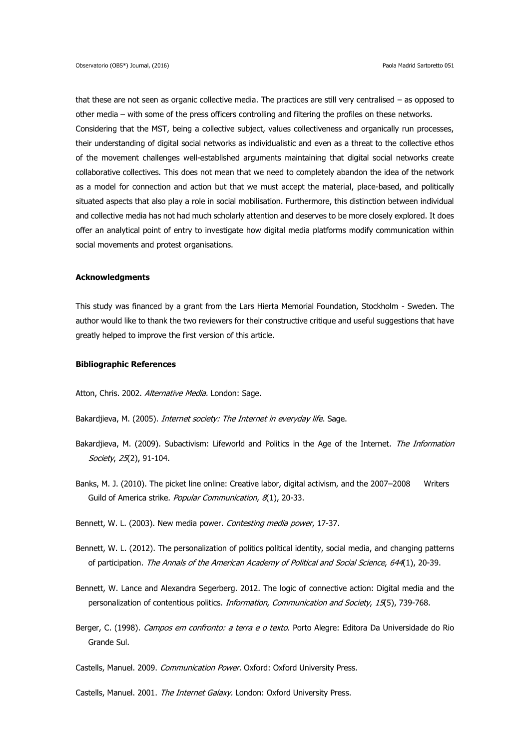that these are not seen as organic collective media. The practices are still very centralised – as opposed to other media – with some of the press officers controlling and filtering the profiles on these networks. Considering that the MST, being a collective subject, values collectiveness and organically run processes, their understanding of digital social networks as individualistic and even as a threat to the collective ethos of the movement challenges well-established arguments maintaining that digital social networks create collaborative collectives. This does not mean that we need to completely abandon the idea of the network as a model for connection and action but that we must accept the material, place-based, and politically situated aspects that also play a role in social mobilisation. Furthermore, this distinction between individual and collective media has not had much scholarly attention and deserves to be more closely explored. It does offer an analytical point of entry to investigate how digital media platforms modify communication within social movements and protest organisations.

**Acknowledgments**

This study was financed by a grant from the Lars Hierta Memorial Foundation, Stockholm - Sweden. The author would like to thank the two reviewers for their constructive critique and useful suggestions that have greatly helped to improve the first version of this article.

**Bibliographic References**

Atton, Chris. 2002. *Alternative Media.* London: Sage.

Bakardjieva, M. (2005). *Internet society: The Internet in everyday life*. Sage.

Bakardjieva, M. (2009). Subactivism: Lifeworld and Politics in the Age of the Internet. *The Information Society*, *25*(2), 91-104.

Banks, M. J. (2010). The picket line online: Creative labor, digital activism, and the 2007–2008 Writers Guild of America strike. *Popular Communication*, *8*(1), 20-33.

Bennett, W. L. (2003). New media power. *Contesting media power*, 17-37.

Bennett, W. L. (2012). The personalization of politics political identity, social media, and changing patterns of participation. *The Annals of the American Academy of Political and Social Science*, *644*(1), 20-39.

Bennett, W. Lance and Alexandra Segerberg. 2012. The logic of connective action: Digital media and the personalization of contentious politics. *Information, Communication and Society*, *15*(5), 739-768.

Berger, C. (1998). *Campos em confronto: a terra e o texto*. Porto Alegre: Editora Da Universidade do Rio Grande Sul.

Castells, Manuel. 2009. *Communication Power.* Oxford: Oxford University Press.

Castells, Manuel. 2001. *The Internet Galaxy.* London: Oxford University Press.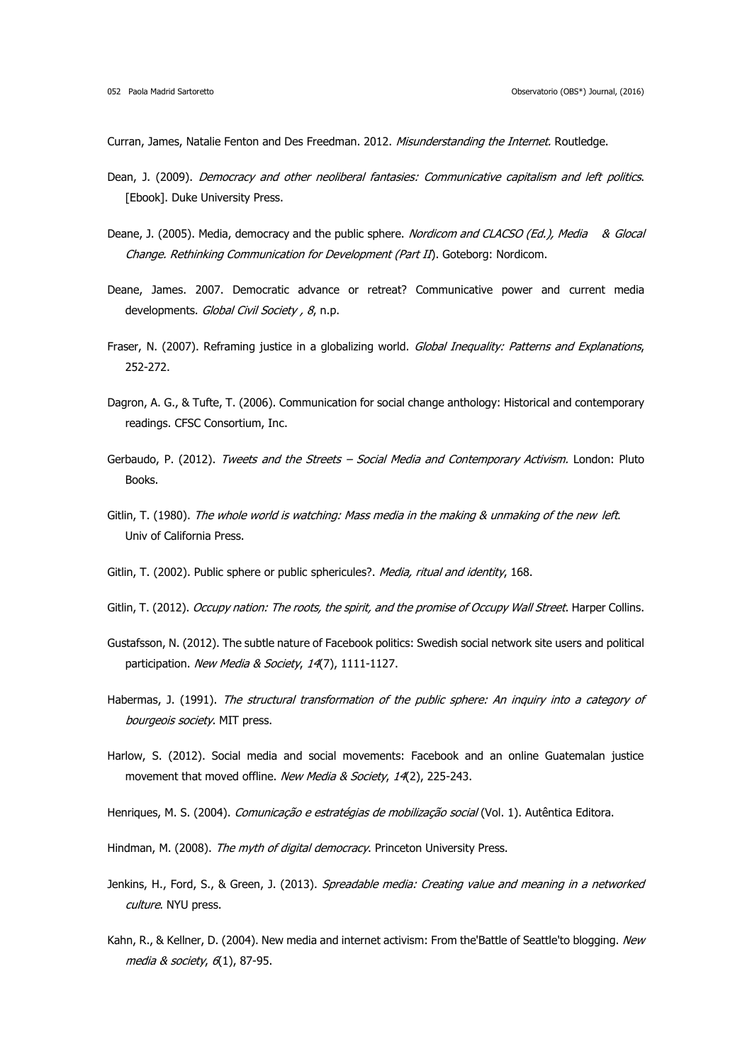Curran, James, Natalie Fenton and Des Freedman. 2012. *Misunderstanding the Internet.* Routledge.

Dean, J. (2009). *Democracy and other neoliberal fantasies: Communicative capitalism and left politics*. [Ebook]. Duke University Press.

Deane, J. (2005). Media, democracy and the public sphere. *Nordicom and CLACSO (Ed.), Media & Glocal Change. Rethinking Communication for Development (Part II*). Goteborg: Nordicom.

Deane, James. 2007. Democratic advance or retreat? Communicative power and current media developments. *Global Civil Society , 8*, n.p.

Fraser, N. (2007). Reframing justice in a globalizing world. *Global Inequality: Patterns and Explanations*, 252-272.

Dagron, A. G., & Tufte, T. (2006). Communication for social change anthology: Historical and contemporary readings. CFSC Consortium, Inc.

Gerbaudo, P. (2012). *Tweets and the Streets – Social Media and Contemporary Activism.* London: Pluto Books.

Gitlin, T. (1980). *The whole world is watching: Mass media in the making & unmaking of the new left*. Univ of California Press.

Gitlin, T. (2002). Public sphere or public sphericules?. *Media, ritual and identity*, 168.

Gitlin, T. (2012). *Occupy nation: The roots, the spirit, and the promise of Occupy Wall Street*. Harper Collins.

Gustafsson, N. (2012). The subtle nature of Facebook politics: Swedish social network site users and political participation. *New Media & Society*, *14*(7), 1111-1127.

Habermas, J. (1991). *The structural transformation of the public sphere: An inquiry into a category of bourgeois society*. MIT press.

Harlow, S. (2012). Social media and social movements: Facebook and an online Guatemalan justice movement that moved offline. *New Media & Society*, *14*(2), 225-243.

Henriques, M. S. (2004). *Comunicação e estratégias de mobilização social* (Vol. 1). Autêntica Editora.

Hindman, M. (2008). *The myth of digital democracy*. Princeton University Press.

Jenkins, H., Ford, S., & Green, J. (2013). *Spreadable media: Creating value and meaning in a networked culture*. NYU press.

Kahn, R., & Kellner, D. (2004). New media and internet activism: From the'Battle of Seattle'to blogging. *New media & society*, *6*(1), 87-95.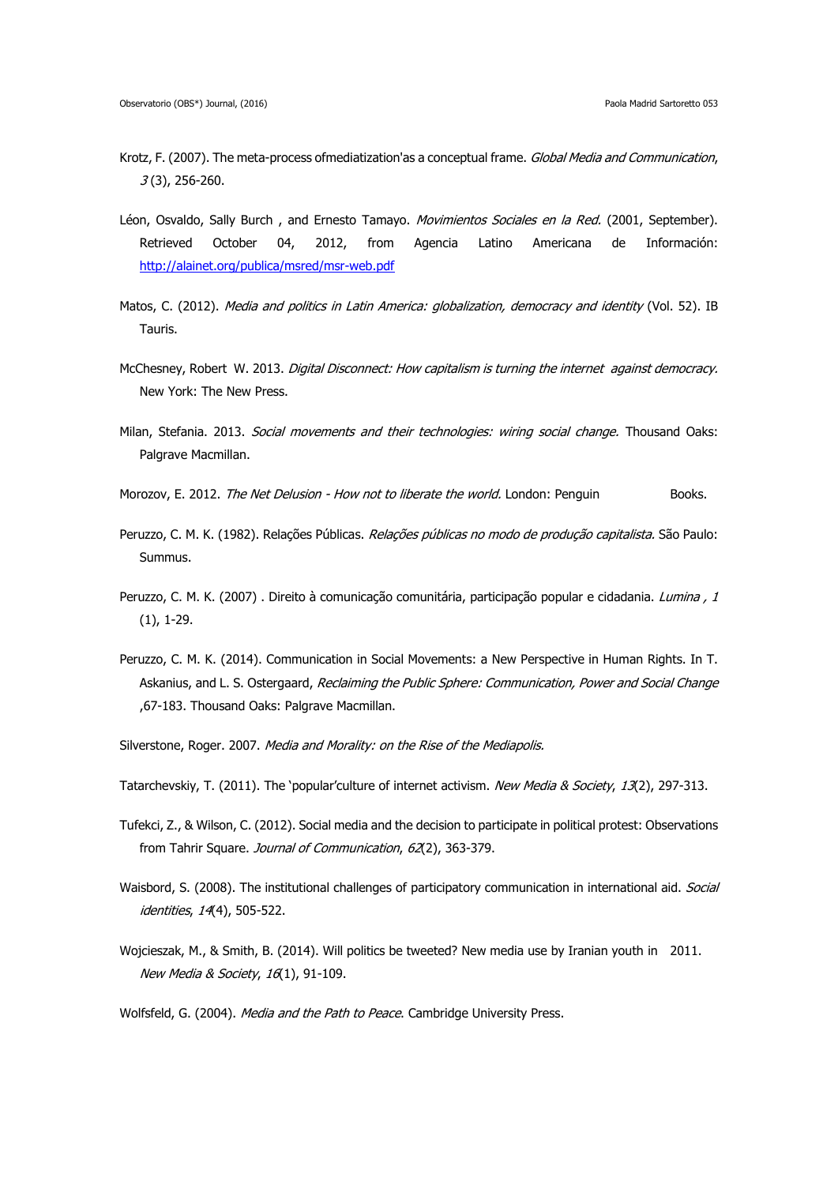Krotz, F. (2007). The meta-process ofmediatization'as a conceptual frame. *Global Media and Communication*, *3* (3), 256-260.

Léon, Osvaldo, Sally Burch , and Ernesto Tamayo. *Movimientos Sociales en la Red.* (2001, September). Retrieved October 04, 2012, from Agencia Latino Americana de Información: http://alainet.org/publica/msred/msr-web.pdf

Matos, C. (2012). *Media and politics in Latin America: globalization, democracy and identity* (Vol. 52). IB Tauris.

McChesney, Robert W. 2013. *Digital Disconnect: How capitalism is turning the internet against democracy.* New York: The New Press.

Milan, Stefania. 2013. *Social movements and their technologies: wiring social change.* Thousand Oaks: Palgrave Macmillan.

Morozov, E. 2012. *The Net Delusion - How not to liberate the world.* London: Penguin Books.

Peruzzo, C. M. K. (1982). Relações Públicas. *Relações públicas no modo de produção capitalista.* São Paulo: Summus.

Peruzzo, C. M. K. (2007) . Direito à comunicação comunitária, participação popular e cidadania. *Lumina , 1* (1), 1-29.

Peruzzo, C. M. K. (2014). Communication in Social Movements: a New Perspective in Human Rights. In T. Askanius, and L. S. Ostergaard, *Reclaiming the Public Sphere: Communication, Power and Social Change* ,67-183. Thousand Oaks: Palgrave Macmillan.

Silverstone, Roger. 2007. *Media and Morality: on the Rise of the Mediapolis.*

Tatarchevskiy, T. (2011). The 'popular'culture of internet activism. *New Media & Society*, *13*(2), 297-313.

Tufekci, Z., & Wilson, C. (2012). Social media and the decision to participate in political protest: Observations from Tahrir Square. *Journal of Communication*, *62*(2), 363-379.

Waisbord, S. (2008). The institutional challenges of participatory communication in international aid. *Social identities*, *14*(4), 505-522.

Wojcieszak, M., & Smith, B. (2014). Will politics be tweeted? New media use by Iranian youth in 2011. *New Media & Society*, *16*(1), 91-109.

Wolfsfeld, G. (2004). *Media and the Path to Peace*. Cambridge University Press.